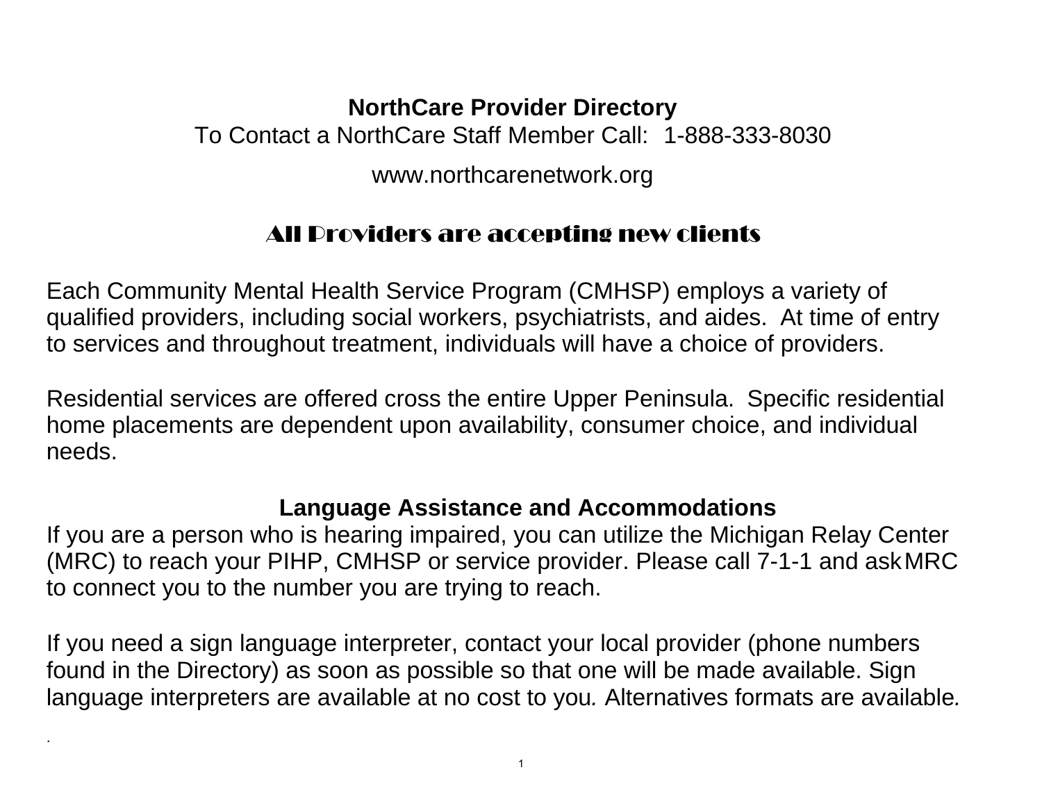# NorthCare Provider Directory

To Contact a NorthCare Staff Member Call: 1-888-333-8030

www.northcarenetwork.org

## All Providers are accepting new clients

Each Community Mental Health Service Program (CMHSP) employs a variety of qualified providers, including social workers, psychiatrists, and aides. At time of entry to services and throughout treatment, individuals will have a choice of providers.

Residential services are offered cross the entire Upper Peninsula. Specific residential home placements are dependent upon availability, consumer choice, and individual needs.

## Language Assistance and Accommodations

If you are a person who is hearing impaired, you can utilize the Michigan Relay Center (MRC) to reach your PIHP, CMHSP or service provider. Please call 7-1-1 and ask MRC to connect you to the number you are trying to reach.

If you need a sign language interpreter, contact your local provider (phone numbers found in the Directory) as soon as possible so that one will be made available. Sign language interpreters are available at no cost to you. Alternatives formats are available.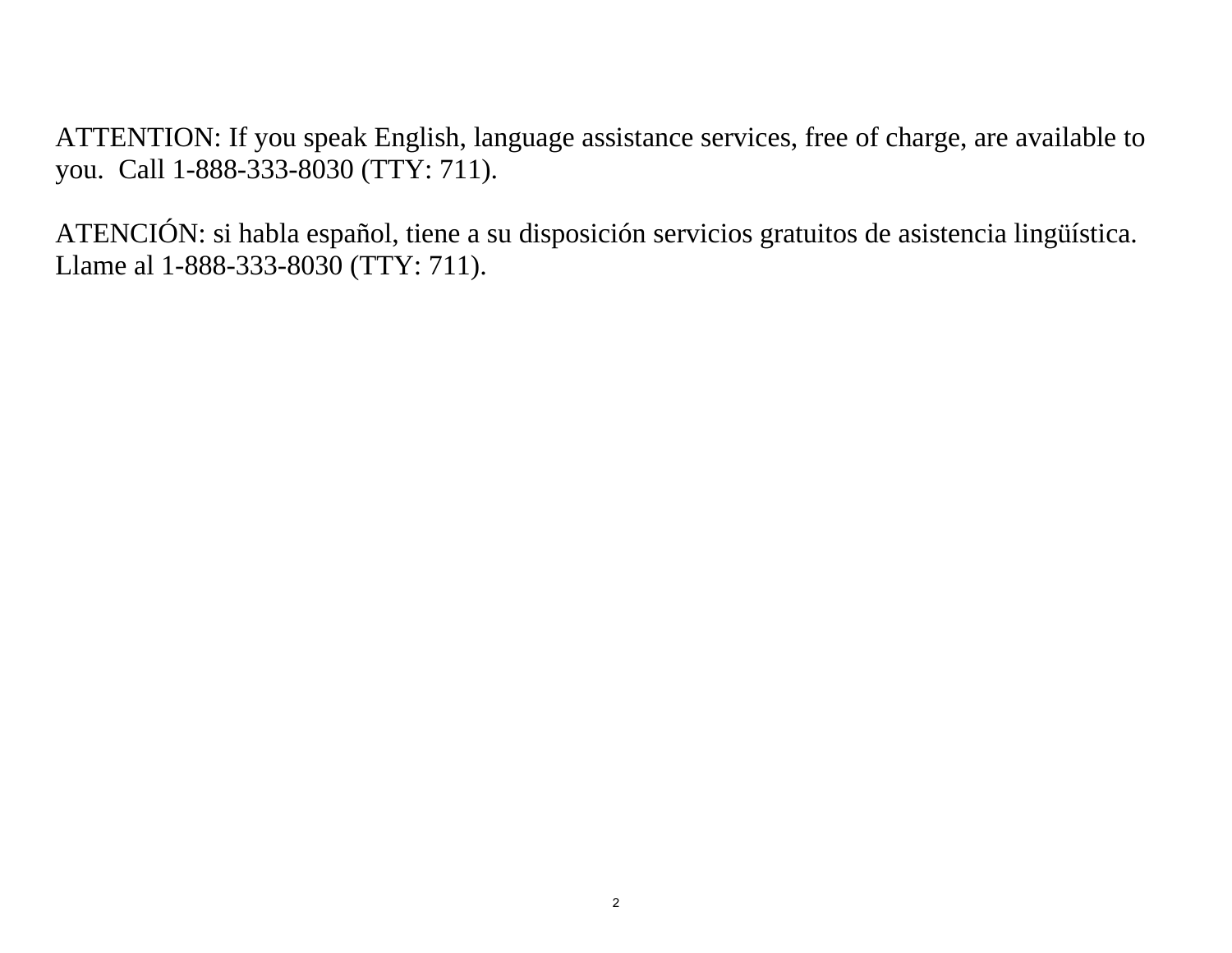ATTENTION: If you speak English, language assistance services, free of charge, are available to you.  Call 1-888-333-8030 (TTY: 711).

ATENCIÓN: si habla español, tiene a su disposición servicios gratuitos de asistencia lingüística. Llame al 1-888-333-8030 (TTY: 711).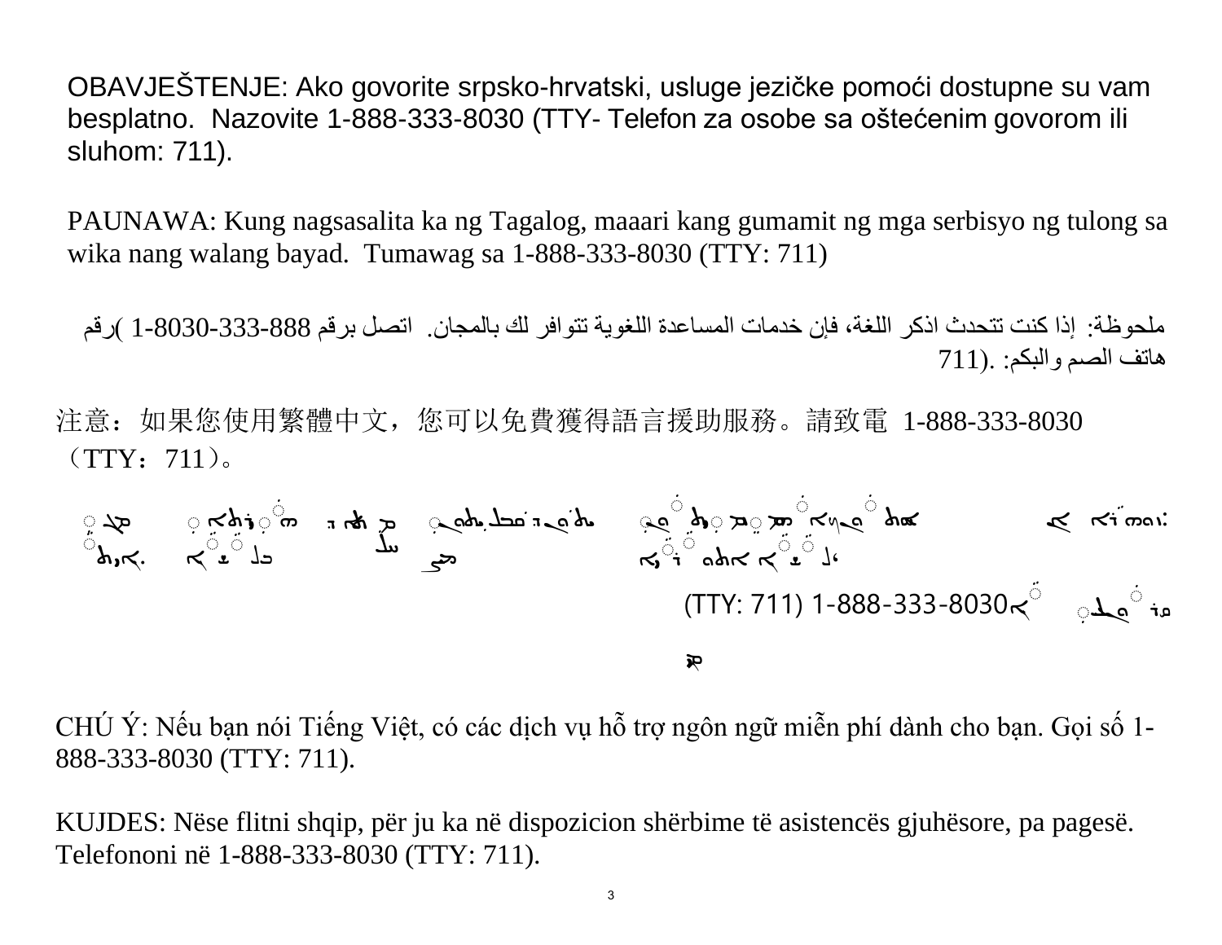OBAVJEŠTENJE: Ako govorite srpsko-hrvatski, usluge jezičke pomoći dostupne su vam besplatno. Nazovite 1-888-333-8030 (TTY- Telefon za osobe sa oštećenim govorom ili sluhom: 711).

PAUNAWA: Kung nagsasalita ka ng Tagalog, maaari kang gumamit ng mga serbisyo ng tulong sa wika nang walang bayad. Tumawag sa 1-888-333-8030 (TTY: 711)

ملحوظة: إذا كنت تتحدث اذكر اللغة، فإن خدمات المساعدة اللغوية تتوافر لك بالمجان. اتصل برقم 1-888-333-8030 (رقم هاتف الصم والبكم: 711).

注意：如果您使用繁體中文，您可以免費獲得語言援助服務。請致電 1-888-333-8030（TTY：711）。

ܙܘܗܪܐ: ܐܢ ܟܐ ܡܡܠܠܝܬ ܠܫܢܐ ܐܬܘܪܝܐ، ܟܐ ܡܨܝܬ ܕܗܘܝܬ ܡܝܘܬܪܐ ܒܚܕܡܬܐ ܕܗܝܪܬܐ ܕܠܫܢܐ ܡܓܢܐܝܬ. ܩܪܝ ܥܠ ܡܢܝܢܐ 1-888-333-8030 (TTY: 711)

CHÚ Ý: Nếu bạn nói Tiếng Việt, có các dịch vụ hỗ trợ ngôn ngữ miễn phí dành cho bạn. Gọi số 1-888-333-8030 (TTY: 711).

KUJDES: Nëse flitni shqip, për ju ka në dispozicion shërbime të asistencës gjuhësore, pa pagesë. Telefononi në 1-888-333-8030 (TTY: 711).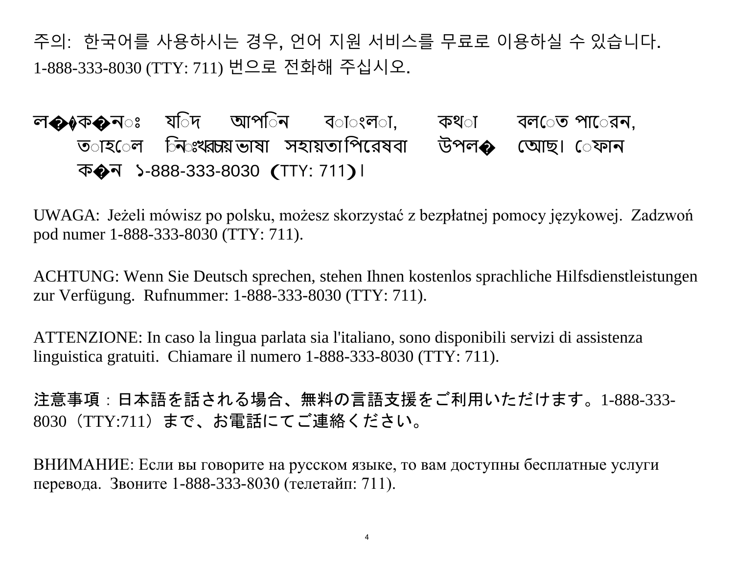주의: 한국어를 사용하시는 경우, 언어 지원 서비스를 무료로 이용하실 수 있습니다. 1-888-333-8030 (TTY: 711) 번으로 전화해 주십시오.

ল��ক�নঃ যিদ আপিন বাংলা, কথা বলেত পােরন, তাহেল িনঃখরচায় ভাষা সহায়তা পিরেষবা উপল� আেছ। েফান ক�ন ১-888-333-8030 (TTY: 711)।

UWAGA: Jeżeli mówisz po polsku, możesz skorzystać z bezpłatnej pomocy językowej. Zadzwoń pod numer 1-888-333-8030 (TTY: 711).

ACHTUNG: Wenn Sie Deutsch sprechen, stehen Ihnen kostenlos sprachliche Hilfsdienstleistungen zur Verfügung. Rufnummer: 1-888-333-8030 (TTY: 711).

ATTENZIONE: In caso la lingua parlata sia l'italiano, sono disponibili servizi di assistenza linguistica gratuiti. Chiamare il numero 1-888-333-8030 (TTY: 711).

注意事項：日本語を話される場合、無料の言語支援をご利用いただけます。1-888-333-8030（TTY:711）まで、お電話にてご連絡ください。

ВНИМАНИЕ: Если вы говорите на русском языке, то вам доступны бесплатные услуги перевода. Звоните 1-888-333-8030 (телетайп: 711).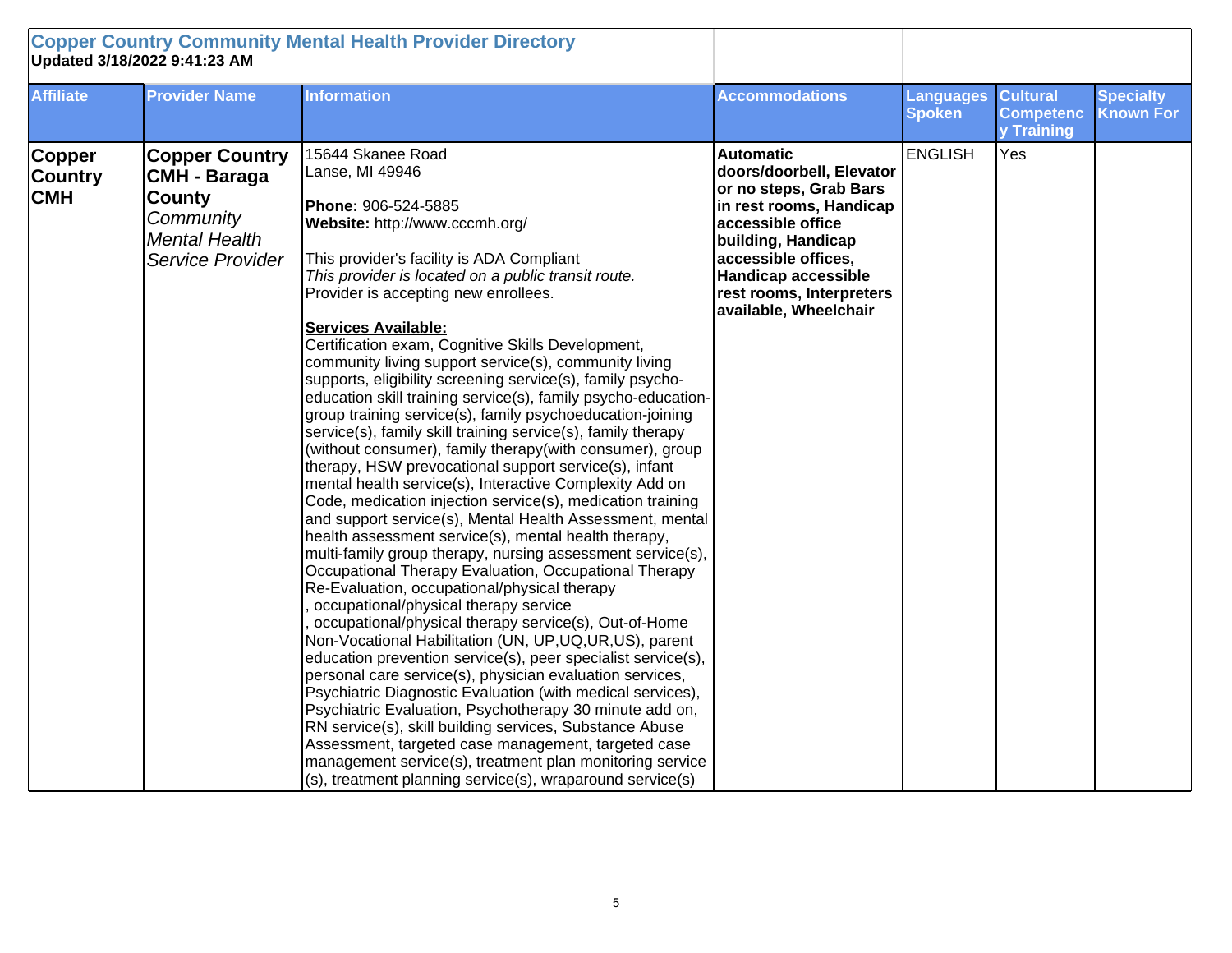**Copper Country Community Mental Health Provider Directory**
**Updated 3/18/2022 9:41:23 AM**

| Affiliate | Provider Name | Information | Accommodations | Languages Spoken | Cultural Competency Training | Specialty Known For |
|---|---|---|---|---|---|---|
| **Copper Country CMH** | **Copper Country CMH - Baraga County** *Community Mental Health Service Provider* | 15644 Skanee Road<br>Lanse, MI 49946<br><br>**Phone:** 906-524-5885<br>**Website:** http://www.cccmh.org/<br><br>This provider's facility is ADA Compliant<br>*This provider is located on a public transit route.*<br>Provider is accepting new enrollees.<br><br>**Services Available:**<br>Certification exam, Cognitive Skills Development, community living support service(s), community living supports, eligibility screening service(s), family psycho-education skill training service(s), family psycho-education-group training service(s), family psychoeducation-joining service(s), family skill training service(s), family therapy (without consumer), family therapy(with consumer), group therapy, HSW prevocational support service(s), infant mental health service(s), Interactive Complexity Add on Code, medication injection service(s), medication training and support service(s), Mental Health Assessment, mental health assessment service(s), mental health therapy, multi-family group therapy, nursing assessment service(s), Occupational Therapy Evaluation, Occupational Therapy Re-Evaluation, occupational/physical therapy<br>, occupational/physical therapy service<br>, occupational/physical therapy service(s), Out-of-Home Non-Vocational Habilitation (UN, UP,UQ,UR,US), parent education prevention service(s), peer specialist service(s), personal care service(s), physician evaluation services, Psychiatric Diagnostic Evaluation (with medical services), Psychiatric Evaluation, Psychotherapy 30 minute add on, RN service(s), skill building services, Substance Abuse Assessment, targeted case management, targeted case management service(s), treatment plan monitoring service (s), treatment planning service(s), wraparound service(s) | **Automatic doors/doorbell, Elevator or no steps, Grab Bars in rest rooms, Handicap accessible office building, Handicap accessible offices, Handicap accessible rest rooms, Interpreters available, Wheelchair** | ENGLISH | Yes | |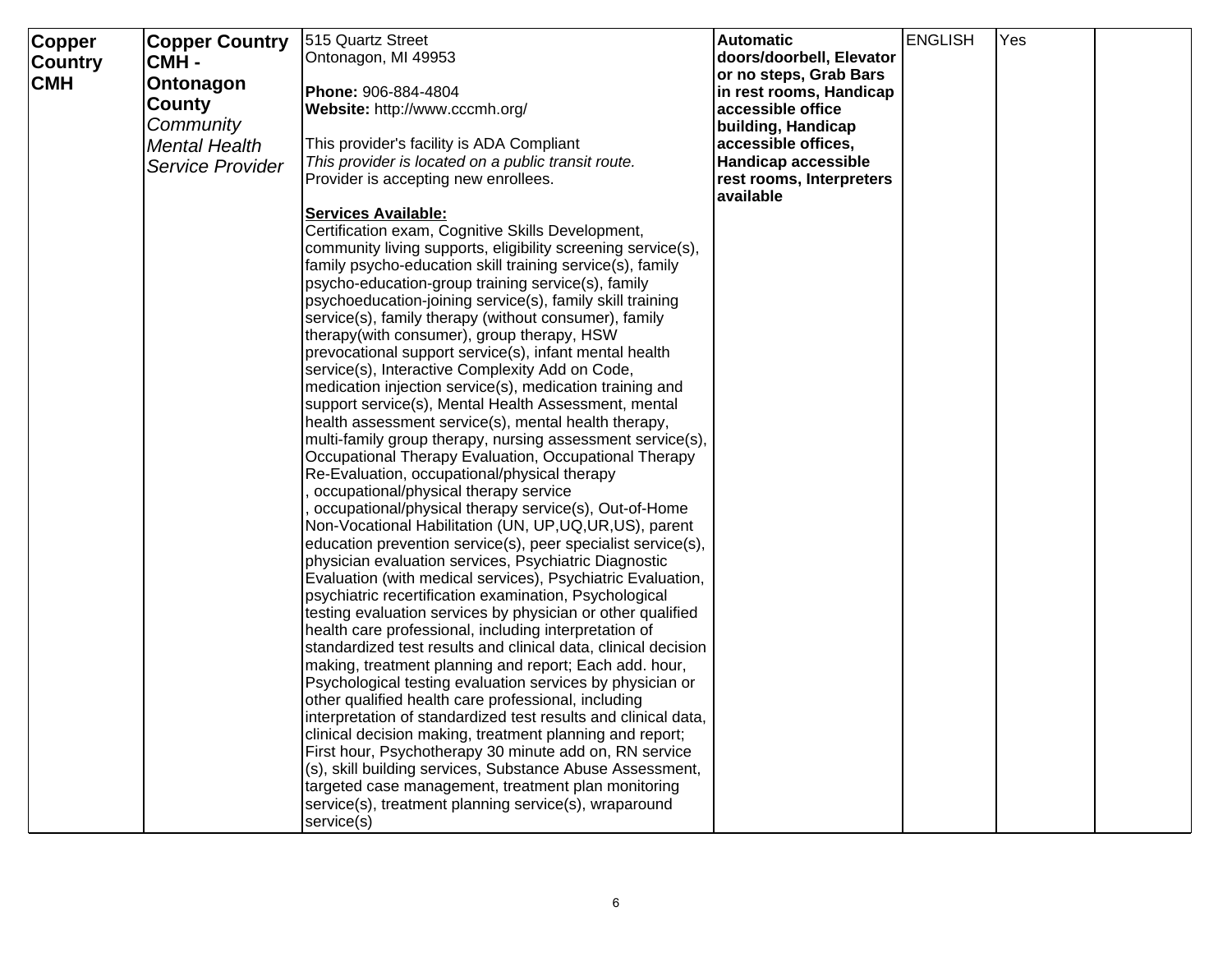| | | | | | | |
|---|---|---|---|---|---|---|
| **Copper Country CMH** | **Copper Country CMH - Ontonagon County** *Community Mental Health Service Provider* | 515 Quartz Street<br>Ontonagon, MI 49953<br><br>**Phone:** 906-884-4804<br>**Website:** http://www.cccmh.org/<br><br>This provider's facility is ADA Compliant<br>*This provider is located on a public transit route.*<br>Provider is accepting new enrollees.<br><br>**Services Available:**<br>Certification exam, Cognitive Skills Development, community living supports, eligibility screening service(s), family psycho-education skill training service(s), family psycho-education-group training service(s), family psychoeducation-joining service(s), family skill training service(s), family therapy (without consumer), family therapy(with consumer), group therapy, HSW prevocational support service(s), infant mental health service(s), Interactive Complexity Add on Code, medication injection service(s), medication training and support service(s), Mental Health Assessment, mental health assessment service(s), mental health therapy, multi-family group therapy, nursing assessment service(s), Occupational Therapy Evaluation, Occupational Therapy Re-Evaluation, occupational/physical therapy<br>, occupational/physical therapy service<br>, occupational/physical therapy service(s), Out-of-Home Non-Vocational Habilitation (UN, UP,UQ,UR,US), parent education prevention service(s), peer specialist service(s), physician evaluation services, Psychiatric Diagnostic Evaluation (with medical services), Psychiatric Evaluation, psychiatric recertification examination, Psychological testing evaluation services by physician or other qualified health care professional, including interpretation of standardized test results and clinical data, clinical decision making, treatment planning and report; Each add. hour, Psychological testing evaluation services by physician or other qualified health care professional, including interpretation of standardized test results and clinical data, clinical decision making, treatment planning and report; First hour, Psychotherapy 30 minute add on, RN service (s), skill building services, Substance Abuse Assessment, targeted case management, treatment plan monitoring service(s), treatment planning service(s), wraparound service(s) | **Automatic doors/doorbell, Elevator or no steps, Grab Bars in rest rooms, Handicap accessible office building, Handicap accessible offices, Handicap accessible rest rooms, Interpreters available** | ENGLISH | Yes | |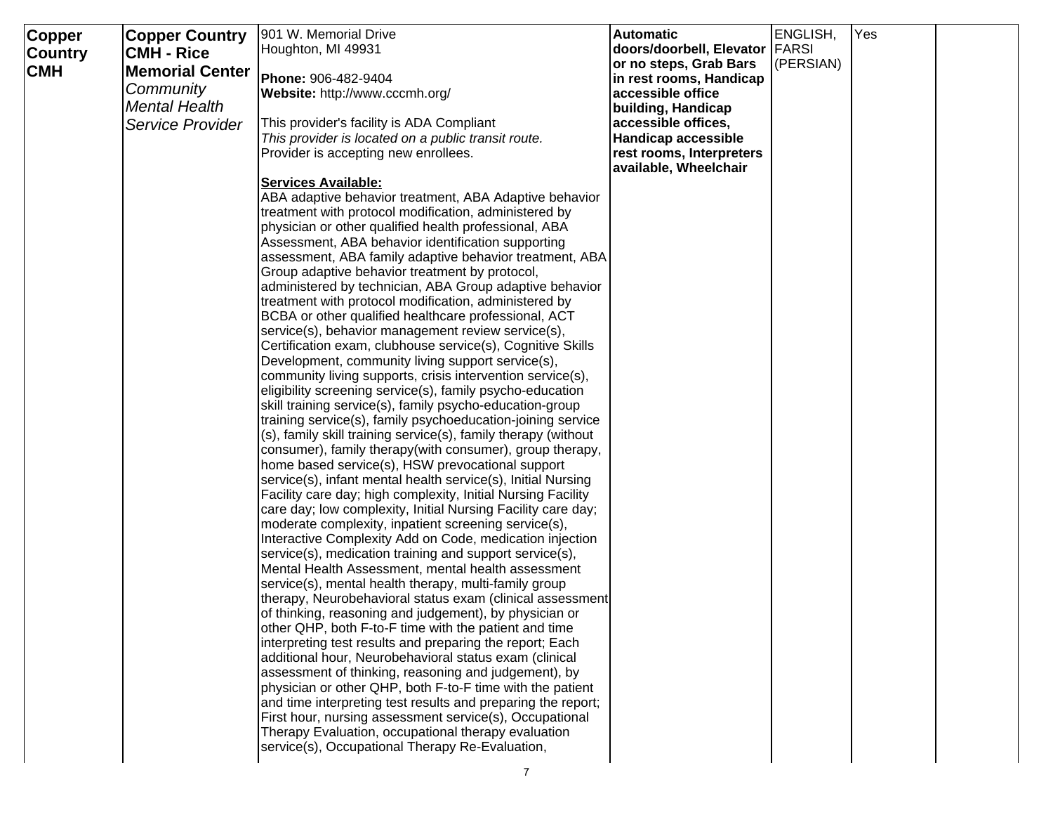| | | | | | | |
|---|---|---|---|---|---|---|
| **Copper Country CMH** | **Copper Country CMH - Rice Memorial Center** *Community Mental Health Service Provider* | 901 W. Memorial Drive Houghton, MI 49931<br><br>**Phone:** 906-482-9404<br>**Website:** http://www.cccmh.org/<br><br>This provider's facility is ADA Compliant<br>*This provider is located on a public transit route.*<br>Provider is accepting new enrollees.<br><br>**Services Available:**<br>ABA adaptive behavior treatment, ABA Adaptive behavior treatment with protocol modification, administered by physician or other qualified health professional, ABA Assessment, ABA behavior identification supporting assessment, ABA family adaptive behavior treatment, ABA Group adaptive behavior treatment by protocol, administered by technician, ABA Group adaptive behavior treatment with protocol modification, administered by BCBA or other qualified healthcare professional, ACT service(s), behavior management review service(s), Certification exam, clubhouse service(s), Cognitive Skills Development, community living support service(s), community living supports, crisis intervention service(s), eligibility screening service(s), family psycho-education skill training service(s), family psycho-education-group training service(s), family psychoeducation-joining service (s), family skill training service(s), family therapy (without consumer), family therapy(with consumer), group therapy, home based service(s), HSW prevocational support service(s), infant mental health service(s), Initial Nursing Facility care day; high complexity, Initial Nursing Facility care day; low complexity, Initial Nursing Facility care day; moderate complexity, inpatient screening service(s), Interactive Complexity Add on Code, medication injection service(s), medication training and support service(s), Mental Health Assessment, mental health assessment service(s), mental health therapy, multi-family group therapy, Neurobehavioral status exam (clinical assessment of thinking, reasoning and judgement), by physician or other QHP, both F-to-F time with the patient and time interpreting test results and preparing the report; Each additional hour, Neurobehavioral status exam (clinical assessment of thinking, reasoning and judgement), by physician or other QHP, both F-to-F time with the patient and time interpreting test results and preparing the report; First hour, nursing assessment service(s), Occupational Therapy Evaluation, occupational therapy evaluation service(s), Occupational Therapy Re-Evaluation, | **Automatic doors/doorbell, Elevator or no steps, Grab Bars in rest rooms, Handicap accessible office building, Handicap accessible offices, Handicap accessible rest rooms, Interpreters available, Wheelchair** | ENGLISH, FARSI (PERSIAN) | Yes | |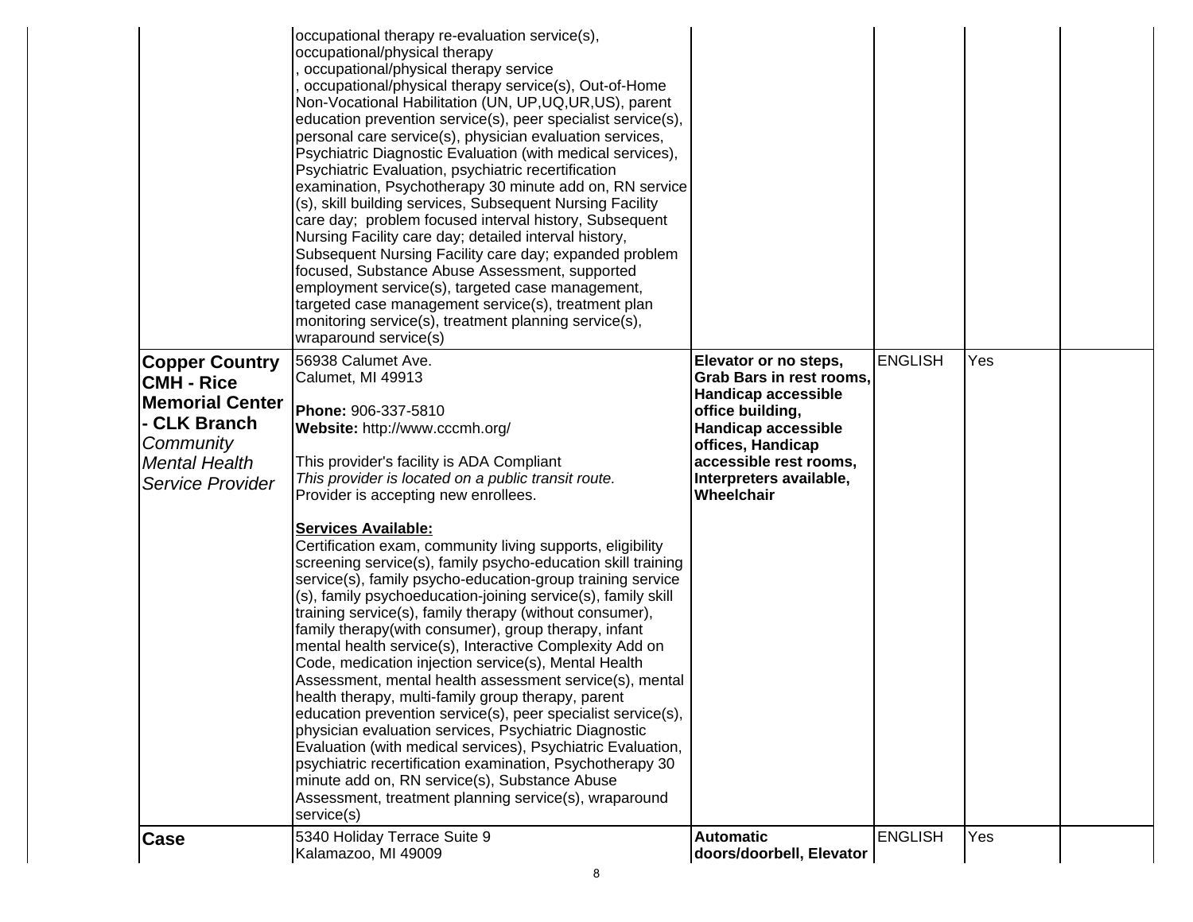| | | | | | |
|---|---|---|---|---|---|
| | occupational therapy re-evaluation service(s), occupational/physical therapy , occupational/physical therapy service , occupational/physical therapy service(s), Out-of-Home Non-Vocational Habilitation (UN, UP,UQ,UR,US), parent education prevention service(s), peer specialist service(s), personal care service(s), physician evaluation services, Psychiatric Diagnostic Evaluation (with medical services), Psychiatric Evaluation, psychiatric recertification examination, Psychotherapy 30 minute add on, RN service (s), skill building services, Subsequent Nursing Facility care day; problem focused interval history, Subsequent Nursing Facility care day; detailed interval history, Subsequent Nursing Facility care day; expanded problem focused, Substance Abuse Assessment, supported employment service(s), targeted case management, targeted case management service(s), treatment plan monitoring service(s), treatment planning service(s), wraparound service(s) | | | | |
| **Copper Country CMH - Rice Memorial Center - CLK Branch** *Community Mental Health Service Provider* | 56938 Calumet Ave.<br>Calumet, MI 49913<br><br>**Phone:** 906-337-5810<br>**Website:** http://www.cccmh.org/<br><br>This provider's facility is ADA Compliant<br>*This provider is located on a public transit route.*<br>Provider is accepting new enrollees.<br><br>**Services Available:**<br>Certification exam, community living supports, eligibility screening service(s), family psycho-education skill training service(s), family psycho-education-group training service (s), family psychoeducation-joining service(s), family skill training service(s), family therapy (without consumer), family therapy(with consumer), group therapy, infant mental health service(s), Interactive Complexity Add on Code, medication injection service(s), Mental Health Assessment, mental health assessment service(s), mental health therapy, multi-family group therapy, parent education prevention service(s), peer specialist service(s), physician evaluation services, Psychiatric Diagnostic Evaluation (with medical services), Psychiatric Evaluation, psychiatric recertification examination, Psychotherapy 30 minute add on, RN service(s), Substance Abuse Assessment, treatment planning service(s), wraparound service(s) | **Elevator or no steps, Grab Bars in rest rooms, Handicap accessible office building, Handicap accessible offices, Handicap accessible rest rooms, Interpreters available, Wheelchair** | ENGLISH | Yes | |
| **Case** | 5340 Holiday Terrace Suite 9<br>Kalamazoo, MI 49009 | **Automatic doors/doorbell, Elevator** | ENGLISH | Yes | |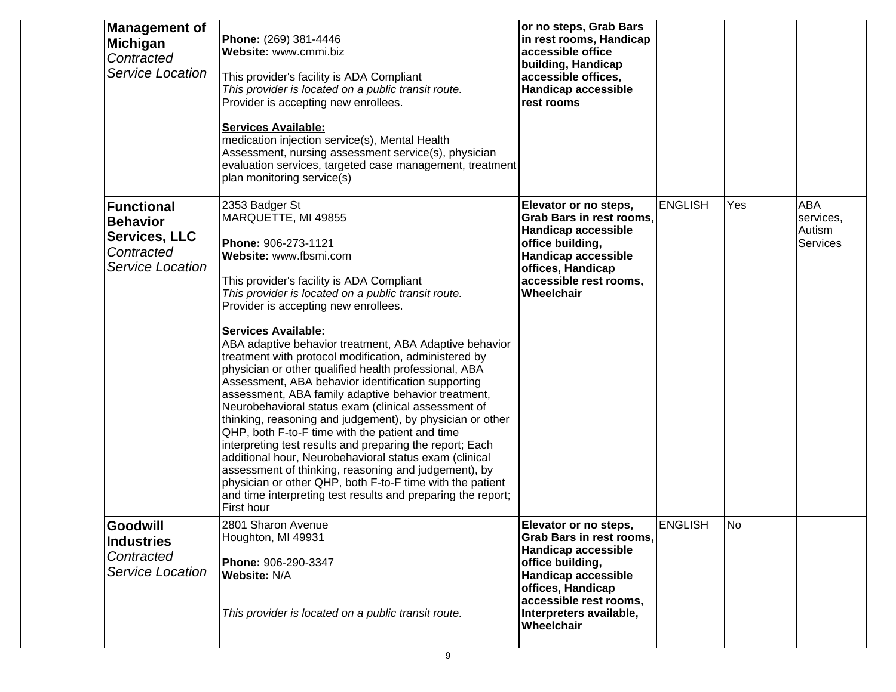| | | | | | |
|---|---|---|---|---|---|
| **Management of Michigan** *Contracted Service Location* | **Phone:** (269) 381-4446<br>**Website:** www.cmmi.biz<br><br>This provider's facility is ADA Compliant<br>*This provider is located on a public transit route.*<br>Provider is accepting new enrollees.<br><br>**Services Available:**<br>medication injection service(s), Mental Health Assessment, nursing assessment service(s), physician evaluation services, targeted case management, treatment plan monitoring service(s) | **or no steps, Grab Bars in rest rooms, Handicap accessible office building, Handicap accessible offices, Handicap accessible rest rooms** | | | |
| **Functional Behavior Services, LLC** *Contracted Service Location* | 2353 Badger St<br>MARQUETTE, MI 49855<br><br>**Phone:** 906-273-1121<br>**Website:** www.fbsmi.com<br><br>This provider's facility is ADA Compliant<br>*This provider is located on a public transit route.*<br>Provider is accepting new enrollees.<br><br>**Services Available:**<br>ABA adaptive behavior treatment, ABA Adaptive behavior treatment with protocol modification, administered by physician or other qualified health professional, ABA Assessment, ABA behavior identification supporting assessment, ABA family adaptive behavior treatment, Neurobehavioral status exam (clinical assessment of thinking, reasoning and judgement), by physician or other QHP, both F-to-F time with the patient and time interpreting test results and preparing the report; Each additional hour, Neurobehavioral status exam (clinical assessment of thinking, reasoning and judgement), by physician or other QHP, both F-to-F time with the patient and time interpreting test results and preparing the report; First hour | **Elevator or no steps, Grab Bars in rest rooms, Handicap accessible office building, Handicap accessible offices, Handicap accessible rest rooms, Wheelchair** | ENGLISH | Yes | ABA services, Autism Services |
| **Goodwill Industries** *Contracted Service Location* | 2801 Sharon Avenue<br>Houghton, MI 49931<br><br>**Phone:** 906-290-3347<br>**Website:** N/A<br><br>*This provider is located on a public transit route.* | **Elevator or no steps, Grab Bars in rest rooms, Handicap accessible office building, Handicap accessible offices, Handicap accessible rest rooms, Interpreters available, Wheelchair** | ENGLISH | No | |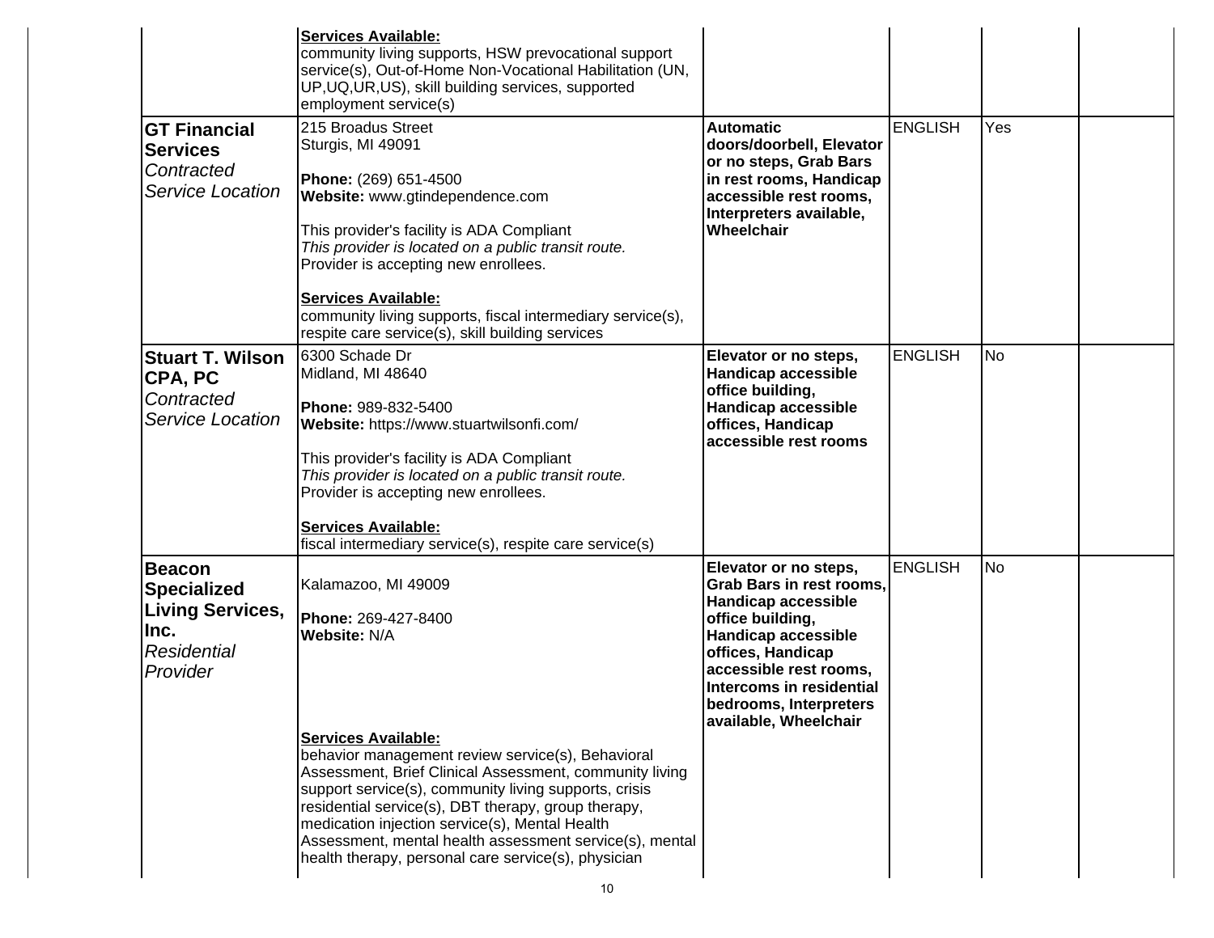| | | | | | |
|---|---|---|---|---|---|
| | **Services Available:**<br>community living supports, HSW prevocational support service(s), Out-of-Home Non-Vocational Habilitation (UN, UP,UQ,UR,US), skill building services, supported employment service(s) | | | | |
| **GT Financial Services**<br>*Contracted Service Location* | 215 Broadus Street<br>Sturgis, MI 49091<br><br>**Phone:** (269) 651-4500<br>**Website:** www.gtindependence.com<br><br>This provider's facility is ADA Compliant<br>*This provider is located on a public transit route.*<br>Provider is accepting new enrollees.<br><br>**Services Available:**<br>community living supports, fiscal intermediary service(s), respite care service(s), skill building services | **Automatic doors/doorbell, Elevator or no steps, Grab Bars in rest rooms, Handicap accessible rest rooms, Interpreters available, Wheelchair** | ENGLISH | Yes | |
| **Stuart T. Wilson CPA, PC**<br>*Contracted Service Location* | 6300 Schade Dr<br>Midland, MI 48640<br><br>**Phone:** 989-832-5400<br>**Website:** https://www.stuartwilsonfi.com/<br><br>This provider's facility is ADA Compliant<br>*This provider is located on a public transit route.*<br>Provider is accepting new enrollees.<br><br>**Services Available:**<br>fiscal intermediary service(s), respite care service(s) | **Elevator or no steps, Handicap accessible office building, Handicap accessible offices, Handicap accessible rest rooms** | ENGLISH | No | |
| **Beacon Specialized Living Services, Inc.**<br>*Residential Provider* | Kalamazoo, MI 49009<br><br>**Phone:** 269-427-8400<br>**Website:** N/A<br><br>**Services Available:**<br>behavior management review service(s), Behavioral Assessment, Brief Clinical Assessment, community living support service(s), community living supports, crisis residential service(s), DBT therapy, group therapy, medication injection service(s), Mental Health Assessment, mental health assessment service(s), mental health therapy, personal care service(s), physician | **Elevator or no steps, Grab Bars in rest rooms, Handicap accessible office building, Handicap accessible offices, Handicap accessible rest rooms, Intercoms in residential bedrooms, Interpreters available, Wheelchair** | ENGLISH | No | |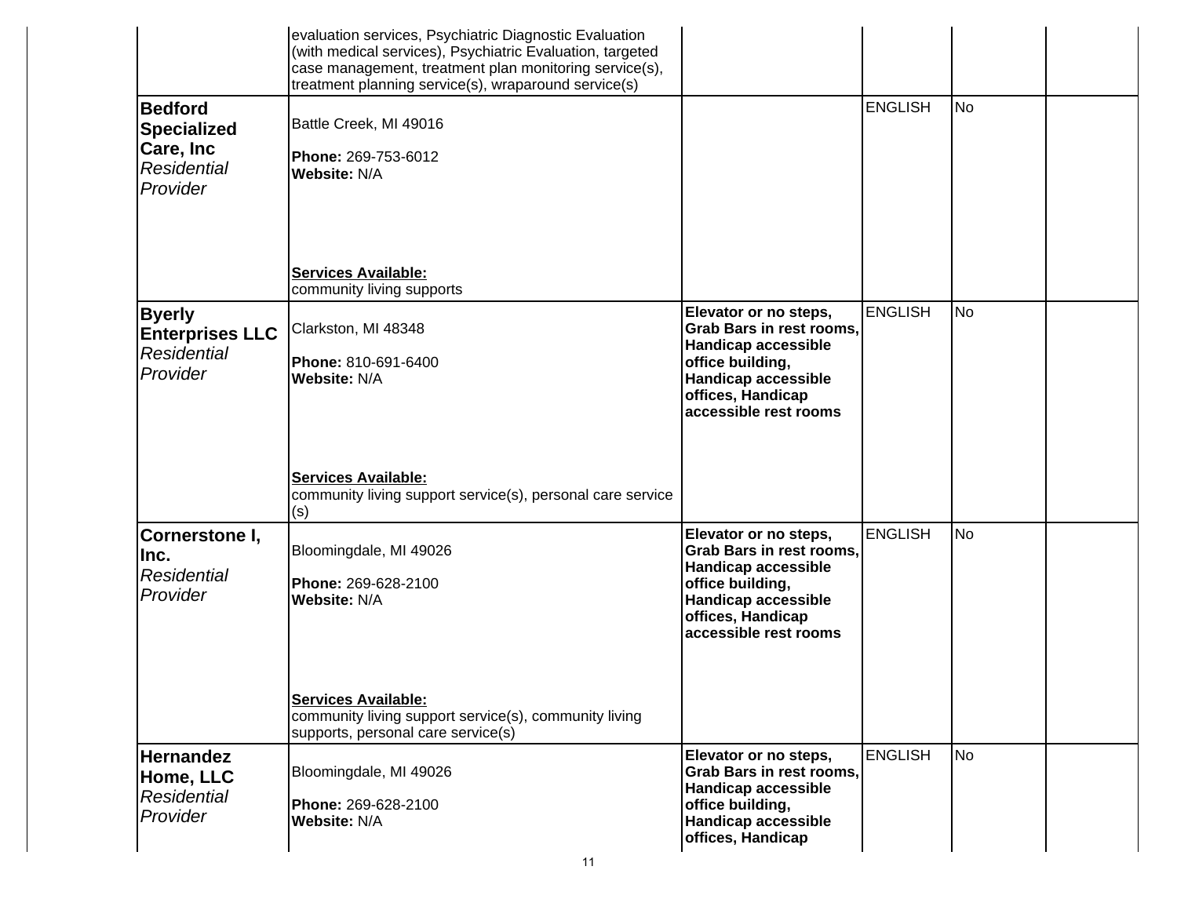| | | | | | |
|---|---|---|---|---|---|
| | evaluation services, Psychiatric Diagnostic Evaluation (with medical services), Psychiatric Evaluation, targeted case management, treatment plan monitoring service(s), treatment planning service(s), wraparound service(s) | | | | |
| **Bedford Specialized Care, Inc** *Residential Provider* | Battle Creek, MI 49016 **Phone:** 269-753-6012 **Website:** N/A **Services Available:** community living supports | | ENGLISH | No | |
| **Byerly Enterprises LLC** *Residential Provider* | Clarkston, MI 48348 **Phone:** 810-691-6400 **Website:** N/A **Services Available:** community living support service(s), personal care service (s) | **Elevator or no steps, Grab Bars in rest rooms, Handicap accessible office building, Handicap accessible offices, Handicap accessible rest rooms** | ENGLISH | No | |
| **Cornerstone I, Inc.** *Residential Provider* | Bloomingdale, MI 49026 **Phone:** 269-628-2100 **Website:** N/A **Services Available:** community living support service(s), community living supports, personal care service(s) | **Elevator or no steps, Grab Bars in rest rooms, Handicap accessible office building, Handicap accessible offices, Handicap accessible rest rooms** | ENGLISH | No | |
| **Hernandez Home, LLC** *Residential Provider* | Bloomingdale, MI 49026 **Phone:** 269-628-2100 **Website:** N/A | **Elevator or no steps, Grab Bars in rest rooms, Handicap accessible office building, Handicap accessible offices, Handicap** | ENGLISH | No | |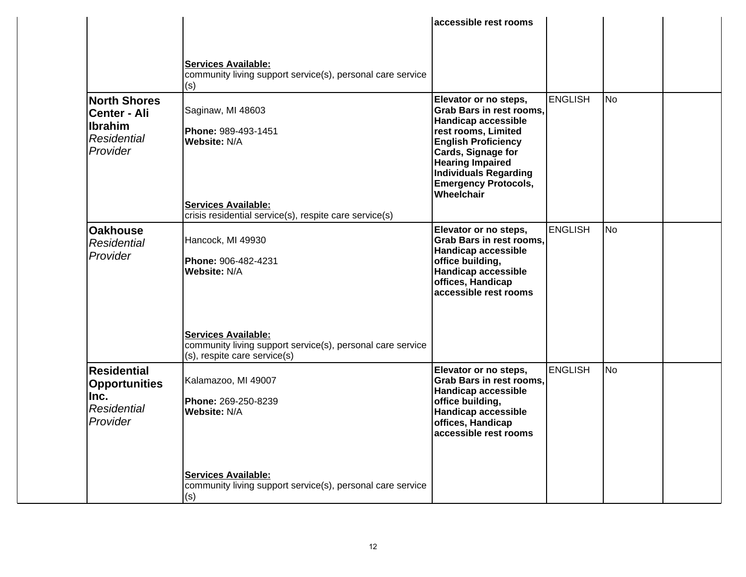| | | | | | | |
|---|---|---|---|---|---|---|
| | | **Services Available:** community living support service(s), personal care service (s) | **accessible rest rooms** | | | |
| | **North Shores Center - Ali Ibrahim** *Residential Provider* | Saginaw, MI 48603<br><br>**Phone:** 989-493-1451<br>**Website:** N/A<br><br>**Services Available:** crisis residential service(s), respite care service(s) | **Elevator or no steps, Grab Bars in rest rooms, Handicap accessible rest rooms, Limited English Proficiency Cards, Signage for Hearing Impaired Individuals Regarding Emergency Protocols, Wheelchair** | ENGLISH | No | |
| | **Oakhouse** *Residential Provider* | Hancock, MI 49930<br><br>**Phone:** 906-482-4231<br>**Website:** N/A<br><br>**Services Available:** community living support service(s), personal care service (s), respite care service(s) | **Elevator or no steps, Grab Bars in rest rooms, Handicap accessible office building, Handicap accessible offices, Handicap accessible rest rooms** | ENGLISH | No | |
| | **Residential Opportunities Inc.** *Residential Provider* | Kalamazoo, MI 49007<br><br>**Phone:** 269-250-8239<br>**Website:** N/A<br><br>**Services Available:** community living support service(s), personal care service (s) | **Elevator or no steps, Grab Bars in rest rooms, Handicap accessible office building, Handicap accessible offices, Handicap accessible rest rooms** | ENGLISH | No | |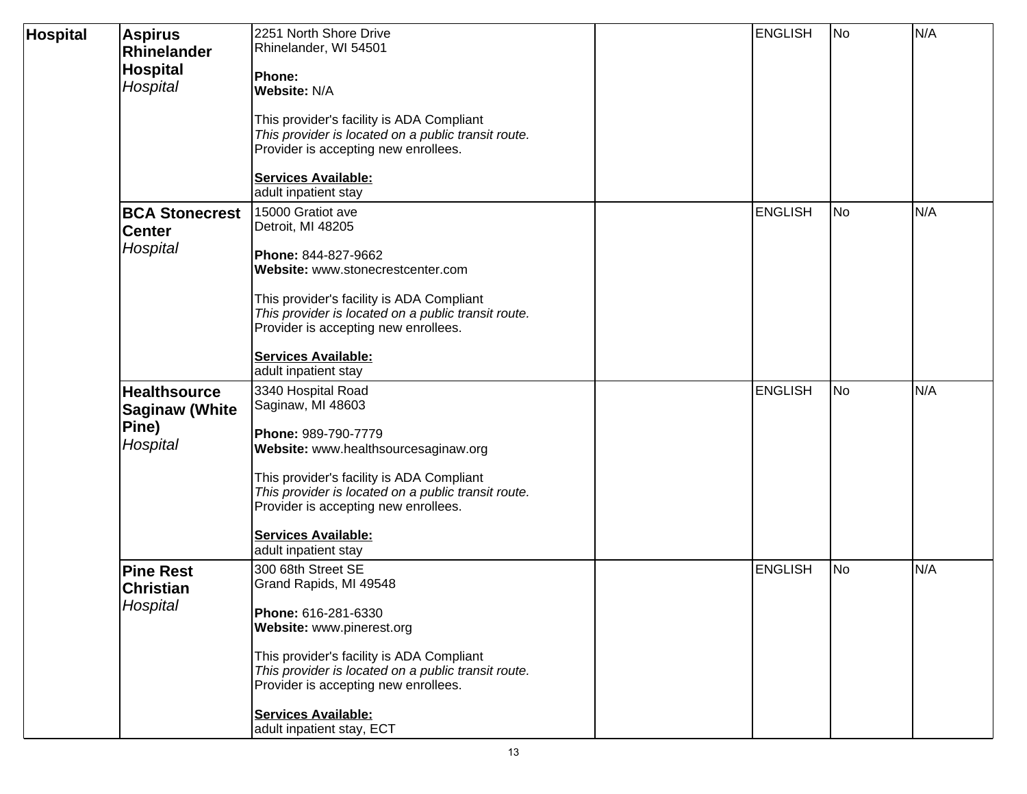| Hospital | **Aspirus Rhinelander Hospital** *Hospital* | 2251 North Shore Drive<br>Rhinelander, WI 54501<br><br>**Phone:**<br>**Website:** N/A<br><br>This provider's facility is ADA Compliant<br>*This provider is located on a public transit route.*<br>Provider is accepting new enrollees.<br><br>**Services Available:**<br>adult inpatient stay | | ENGLISH | No | N/A |
|---|---|---|---|---|---|---|
| | **BCA Stonecrest Center** *Hospital* | 15000 Gratiot ave<br>Detroit, MI 48205<br><br>**Phone:** 844-827-9662<br>**Website:** www.stonecrestcenter.com<br><br>This provider's facility is ADA Compliant<br>*This provider is located on a public transit route.*<br>Provider is accepting new enrollees.<br><br>**Services Available:**<br>adult inpatient stay | | ENGLISH | No | N/A |
| | **Healthsource Saginaw (White Pine)** *Hospital* | 3340 Hospital Road<br>Saginaw, MI 48603<br><br>**Phone:** 989-790-7779<br>**Website:** www.healthsourcesaginaw.org<br><br>This provider's facility is ADA Compliant<br>*This provider is located on a public transit route.*<br>Provider is accepting new enrollees.<br><br>**Services Available:**<br>adult inpatient stay | | ENGLISH | No | N/A |
| | **Pine Rest Christian** *Hospital* | 300 68th Street SE<br>Grand Rapids, MI 49548<br><br>**Phone:** 616-281-6330<br>**Website:** www.pinerest.org<br><br>This provider's facility is ADA Compliant<br>*This provider is located on a public transit route.*<br>Provider is accepting new enrollees.<br><br>**Services Available:**<br>adult inpatient stay, ECT | | ENGLISH | No | N/A |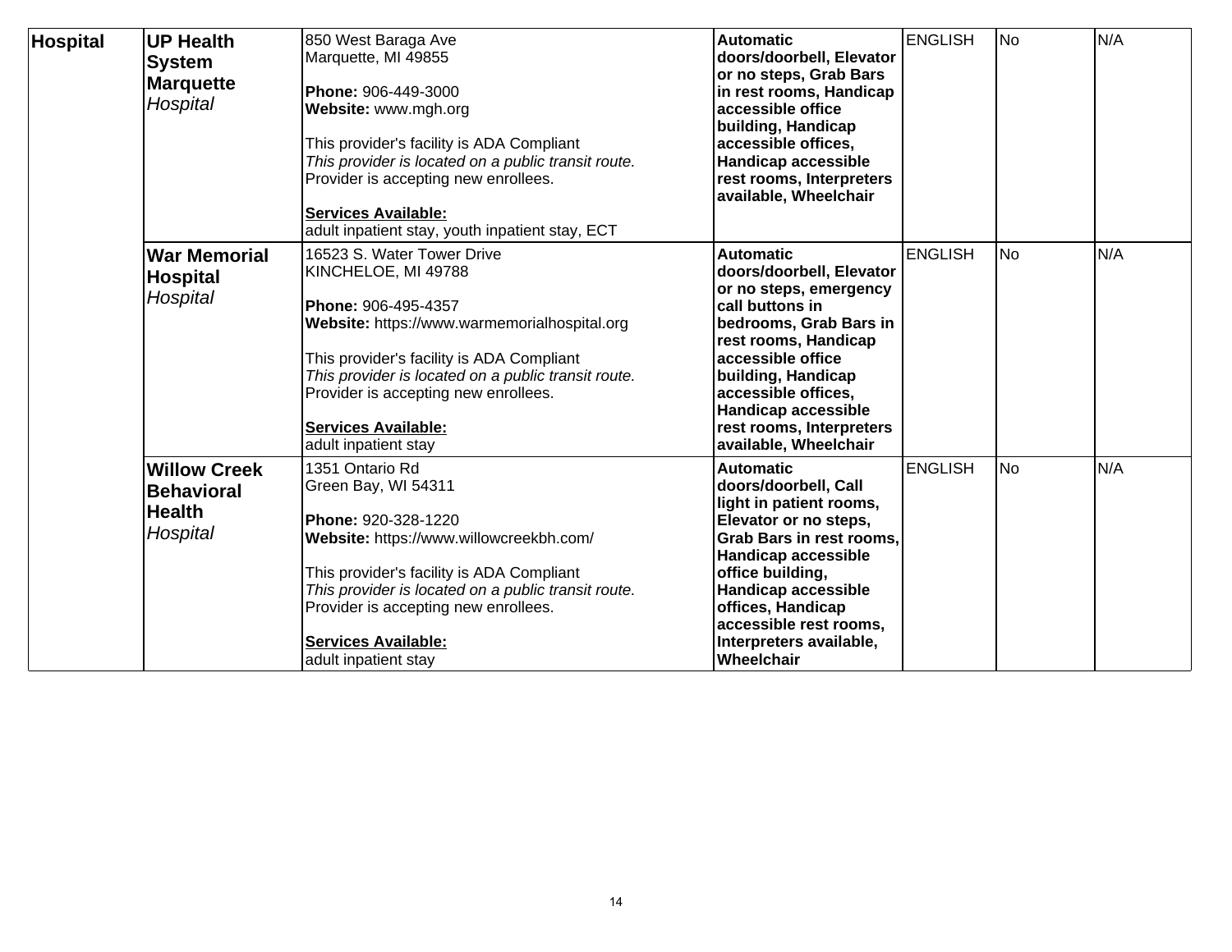| | | | | | | |
|---|---|---|---|---|---|---|
| **Hospital** | **UP Health System Marquette** *Hospital* | 850 West Baraga Ave<br>Marquette, MI 49855<br><br>**Phone:** 906-449-3000<br>**Website:** www.mgh.org<br><br>This provider's facility is ADA Compliant<br>*This provider is located on a public transit route.*<br>Provider is accepting new enrollees.<br><br>**Services Available:**<br>adult inpatient stay, youth inpatient stay, ECT | **Automatic doors/doorbell, Elevator or no steps, Grab Bars in rest rooms, Handicap accessible office building, Handicap accessible offices, Handicap accessible rest rooms, Interpreters available, Wheelchair** | ENGLISH | No | N/A |
| | **War Memorial Hospital** *Hospital* | 16523 S. Water Tower Drive<br>KINCHELOE, MI 49788<br><br>**Phone:** 906-495-4357<br>**Website:** https://www.warmemorialhospital.org<br><br>This provider's facility is ADA Compliant<br>*This provider is located on a public transit route.*<br>Provider is accepting new enrollees.<br><br>**Services Available:**<br>adult inpatient stay | **Automatic doors/doorbell, Elevator or no steps, emergency call buttons in bedrooms, Grab Bars in rest rooms, Handicap accessible office building, Handicap accessible offices, Handicap accessible rest rooms, Interpreters available, Wheelchair** | ENGLISH | No | N/A |
| | **Willow Creek Behavioral Health** *Hospital* | 1351 Ontario Rd<br>Green Bay, WI 54311<br><br>**Phone:** 920-328-1220<br>**Website:** https://www.willowcreekbh.com/<br><br>This provider's facility is ADA Compliant<br>*This provider is located on a public transit route.*<br>Provider is accepting new enrollees.<br><br>**Services Available:**<br>adult inpatient stay | **Automatic doors/doorbell, Call light in patient rooms, Elevator or no steps, Grab Bars in rest rooms, Handicap accessible office building, Handicap accessible offices, Handicap accessible rest rooms, Interpreters available, Wheelchair** | ENGLISH | No | N/A |